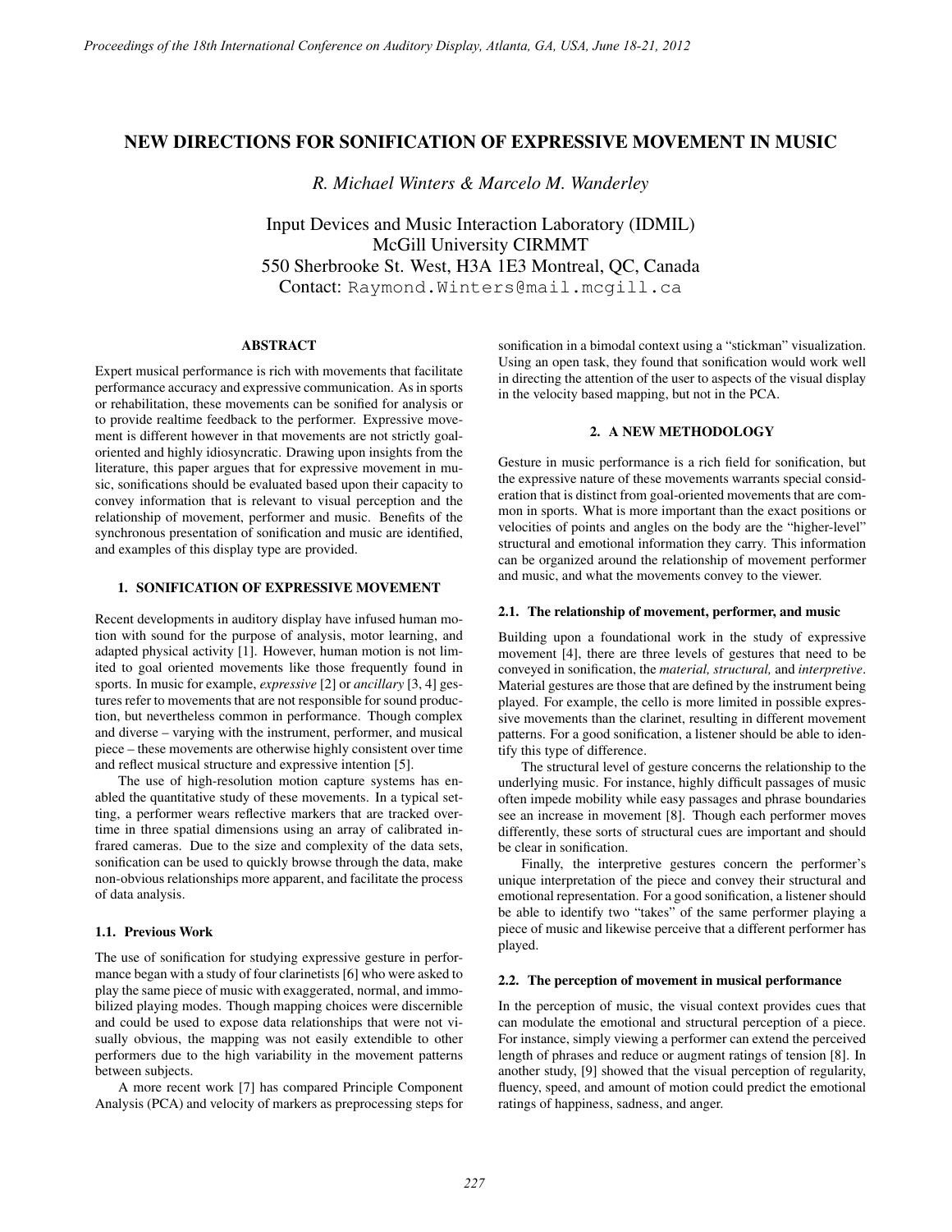# NEW DIRECTIONS FOR SONIFICATION OF EXPRESSIVE MOVEMENT IN MUSIC

*R. Michael Winters & Marcelo M. Wanderley*

Input Devices and Music Interaction Laboratory (IDMIL)
McGill University CIRMMT
550 Sherbrooke St. West, H3A 1E3 Montreal, QC, Canada
Contact: Raymond.Winters@mail.mcgill.ca

## ABSTRACT

Expert musical performance is rich with movements that facilitate performance accuracy and expressive communication. As in sports or rehabilitation, these movements can be sonified for analysis or to provide realtime feedback to the performer. Expressive movement is different however in that movements are not strictly goal-oriented and highly idiosyncratic. Drawing upon insights from the literature, this paper argues that for expressive movement in music, sonifications should be evaluated based upon their capacity to convey information that is relevant to visual perception and the relationship of movement, performer and music. Benefits of the synchronous presentation of sonification and music are identified, and examples of this display type are provided.

## 1. SONIFICATION OF EXPRESSIVE MOVEMENT

Recent developments in auditory display have infused human motion with sound for the purpose of analysis, motor learning, and adapted physical activity [1]. However, human motion is not limited to goal oriented movements like those frequently found in sports. In music for example, *expressive* [2] or *ancillary* [3, 4] gestures refer to movements that are not responsible for sound production, but nevertheless common in performance. Though complex and diverse – varying with the instrument, performer, and musical piece – these movements are otherwise highly consistent over time and reflect musical structure and expressive intention [5].

The use of high-resolution motion capture systems has enabled the quantitative study of these movements. In a typical setting, a performer wears reflective markers that are tracked overtime in three spatial dimensions using an array of calibrated infrared cameras. Due to the size and complexity of the data sets, sonification can be used to quickly browse through the data, make non-obvious relationships more apparent, and facilitate the process of data analysis.

### 1.1. Previous Work

The use of sonification for studying expressive gesture in performance began with a study of four clarinetists [6] who were asked to play the same piece of music with exaggerated, normal, and immobilized playing modes. Though mapping choices were discernible and could be used to expose data relationships that were not visually obvious, the mapping was not easily extendible to other performers due to the high variability in the movement patterns between subjects.

A more recent work [7] has compared Principle Component Analysis (PCA) and velocity of markers as preprocessing steps for sonification in a bimodal context using a "stickman" visualization. Using an open task, they found that sonification would work well in directing the attention of the user to aspects of the visual display in the velocity based mapping, but not in the PCA.

## 2. A NEW METHODOLOGY

Gesture in music performance is a rich field for sonification, but the expressive nature of these movements warrants special consideration that is distinct from goal-oriented movements that are common in sports. What is more important than the exact positions or velocities of points and angles on the body are the "higher-level" structural and emotional information they carry. This information can be organized around the relationship of movement performer and music, and what the movements convey to the viewer.

### 2.1. The relationship of movement, performer, and music

Building upon a foundational work in the study of expressive movement [4], there are three levels of gestures that need to be conveyed in sonification, the *material, structural,* and *interpretive*. Material gestures are those that are defined by the instrument being played. For example, the cello is more limited in possible expressive movements than the clarinet, resulting in different movement patterns. For a good sonification, a listener should be able to identify this type of difference.

The structural level of gesture concerns the relationship to the underlying music. For instance, highly difficult passages of music often impede mobility while easy passages and phrase boundaries see an increase in movement [8]. Though each performer moves differently, these sorts of structural cues are important and should be clear in sonification.

Finally, the interpretive gestures concern the performer's unique interpretation of the piece and convey their structural and emotional representation. For a good sonification, a listener should be able to identify two "takes" of the same performer playing a piece of music and likewise perceive that a different performer has played.

### 2.2. The perception of movement in musical performance

In the perception of music, the visual context provides cues that can modulate the emotional and structural perception of a piece. For instance, simply viewing a performer can extend the perceived length of phrases and reduce or augment ratings of tension [8]. In another study, [9] showed that the visual perception of regularity, fluency, speed, and amount of motion could predict the emotional ratings of happiness, sadness, and anger.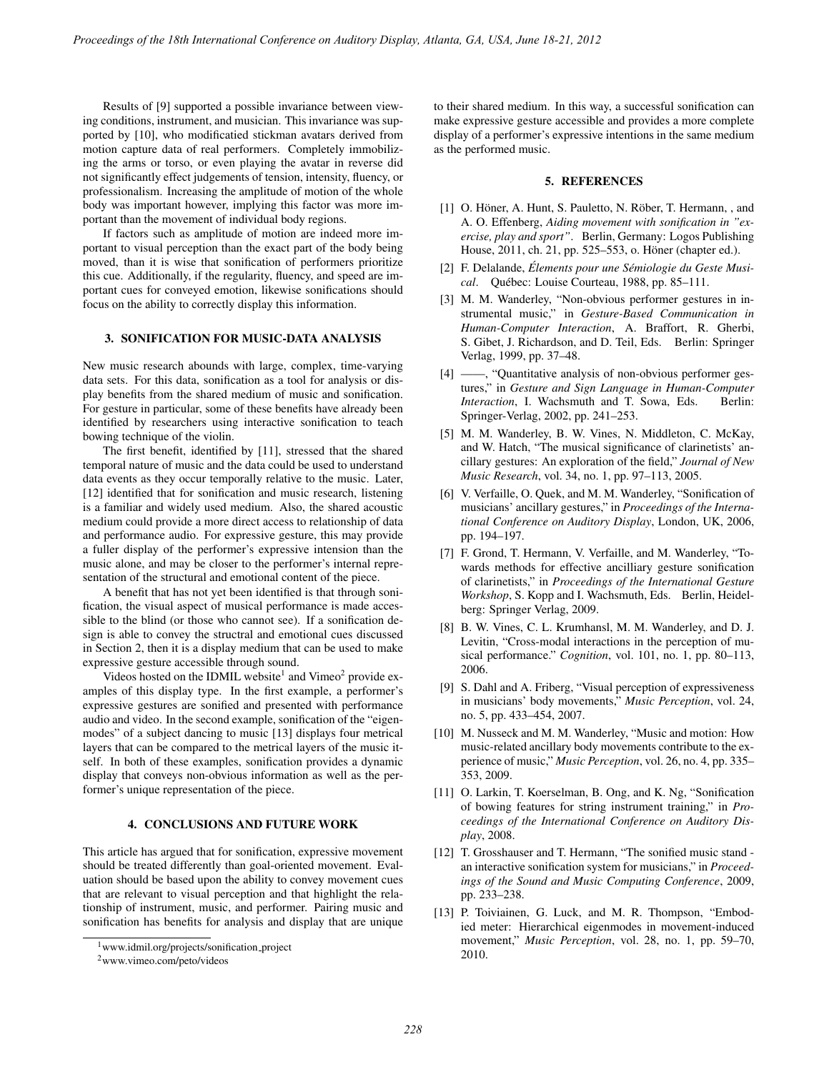Results of [9] supported a possible invariance between viewing conditions, instrument, and musician. This invariance was supported by [10], who modificatied stickman avatars derived from motion capture data of real performers. Completely immobilizing the arms or torso, or even playing the avatar in reverse did not significantly effect judgements of tension, intensity, fluency, or professionalism. Increasing the amplitude of motion of the whole body was important however, implying this factor was more important than the movement of individual body regions.

If factors such as amplitude of motion are indeed more important to visual perception than the exact part of the body being moved, than it is wise that sonification of performers prioritize this cue. Additionally, if the regularity, fluency, and speed are important cues for conveyed emotion, likewise sonifications should focus on the ability to correctly display this information.

## 3. SONIFICATION FOR MUSIC-DATA ANALYSIS

New music research abounds with large, complex, time-varying data sets. For this data, sonification as a tool for analysis or display benefits from the shared medium of music and sonification. For gesture in particular, some of these benefits have already been identified by researchers using interactive sonification to teach bowing technique of the violin.

The first benefit, identified by [11], stressed that the shared temporal nature of music and the data could be used to understand data events as they occur temporally relative to the music. Later, [12] identified that for sonification and music research, listening is a familiar and widely used medium. Also, the shared acoustic medium could provide a more direct access to relationship of data and performance audio. For expressive gesture, this may provide a fuller display of the performer's expressive intension than the music alone, and may be closer to the performer's internal representation of the structural and emotional content of the piece.

A benefit that has not yet been identified is that through sonification, the visual aspect of musical performance is made accessible to the blind (or those who cannot see). If a sonification design is able to convey the structral and emotional cues discussed in Section 2, then it is a display medium that can be used to make expressive gesture accessible through sound.

Videos hosted on the IDMIL website[1] and Vimeo[2] provide examples of this display type. In the first example, a performer's expressive gestures are sonified and presented with performance audio and video. In the second example, sonification of the "eigenmodes" of a subject dancing to music [13] displays four metrical layers that can be compared to the metrical layers of the music itself. In both of these examples, sonification provides a dynamic display that conveys non-obvious information as well as the performer's unique representation of the piece.

## 4. CONCLUSIONS AND FUTURE WORK

This article has argued that for sonification, expressive movement should be treated differently than goal-oriented movement. Evaluation should be based upon the ability to convey movement cues that are relevant to visual perception and that highlight the relationship of instrument, music, and performer. Pairing music and sonification has benefits for analysis and display that are unique to their shared medium. In this way, a successful sonification can make expressive gesture accessible and provides a more complete display of a performer's expressive intentions in the same medium as the performed music.

[1] www.idmil.org/projects/sonification_project

[2] www.vimeo.com/peto/videos

## 5. REFERENCES

[1] O. Höner, A. Hunt, S. Pauletto, N. Röber, T. Hermann, , and A. O. Effenberg, *Aiding movement with sonification in "exercise, play and sport"*. Berlin, Germany: Logos Publishing House, 2011, ch. 21, pp. 525–553, o. Höner (chapter ed.).

[2] F. Delalande, *Élements pour une Sémiologie du Geste Musical*. Québec: Louise Courteau, 1988, pp. 85–111.

[3] M. M. Wanderley, "Non-obvious performer gestures in instrumental music," in *Gesture-Based Communication in Human-Computer Interaction*, A. Braffort, R. Gherbi, S. Gibet, J. Richardson, and D. Teil, Eds. Berlin: Springer Verlag, 1999, pp. 37–48.

[4] ——, "Quantitative analysis of non-obvious performer gestures," in *Gesture and Sign Language in Human-Computer Interaction*, I. Wachsmuth and T. Sowa, Eds. Berlin: Springer-Verlag, 2002, pp. 241–253.

[5] M. M. Wanderley, B. W. Vines, N. Middleton, C. McKay, and W. Hatch, "The musical significance of clarinetists' ancillary gestures: An exploration of the field," *Journal of New Music Research*, vol. 34, no. 1, pp. 97–113, 2005.

[6] V. Verfaille, O. Quek, and M. M. Wanderley, "Sonification of musicians' ancillary gestures," in *Proceedings of the International Conference on Auditory Display*, London, UK, 2006, pp. 194–197.

[7] F. Grond, T. Hermann, V. Verfaille, and M. Wanderley, "Towards methods for effective ancilliary gesture sonification of clarinetists," in *Proceedings of the International Gesture Workshop*, S. Kopp and I. Wachsmuth, Eds. Berlin, Heidelberg: Springer Verlag, 2009.

[8] B. W. Vines, C. L. Krumhansl, M. M. Wanderley, and D. J. Levitin, "Cross-modal interactions in the perception of musical performance." *Cognition*, vol. 101, no. 1, pp. 80–113, 2006.

[9] S. Dahl and A. Friberg, "Visual perception of expressiveness in musicians' body movements," *Music Perception*, vol. 24, no. 5, pp. 433–454, 2007.

[10] M. Nusseck and M. M. Wanderley, "Music and motion: How music-related ancillary body movements contribute to the experience of music," *Music Perception*, vol. 26, no. 4, pp. 335–353, 2009.

[11] O. Larkin, T. Koerselman, B. Ong, and K. Ng, "Sonification of bowing features for string instrument training," in *Proceedings of the International Conference on Auditory Display*, 2008.

[12] T. Grosshauser and T. Hermann, "The sonified music stand - an interactive sonification system for musicians," in *Proceedings of the Sound and Music Computing Conference*, 2009, pp. 233–238.

[13] P. Toiviainen, G. Luck, and M. R. Thompson, "Embodied meter: Hierarchical eigenmodes in movement-induced movement," *Music Perception*, vol. 28, no. 1, pp. 59–70, 2010.